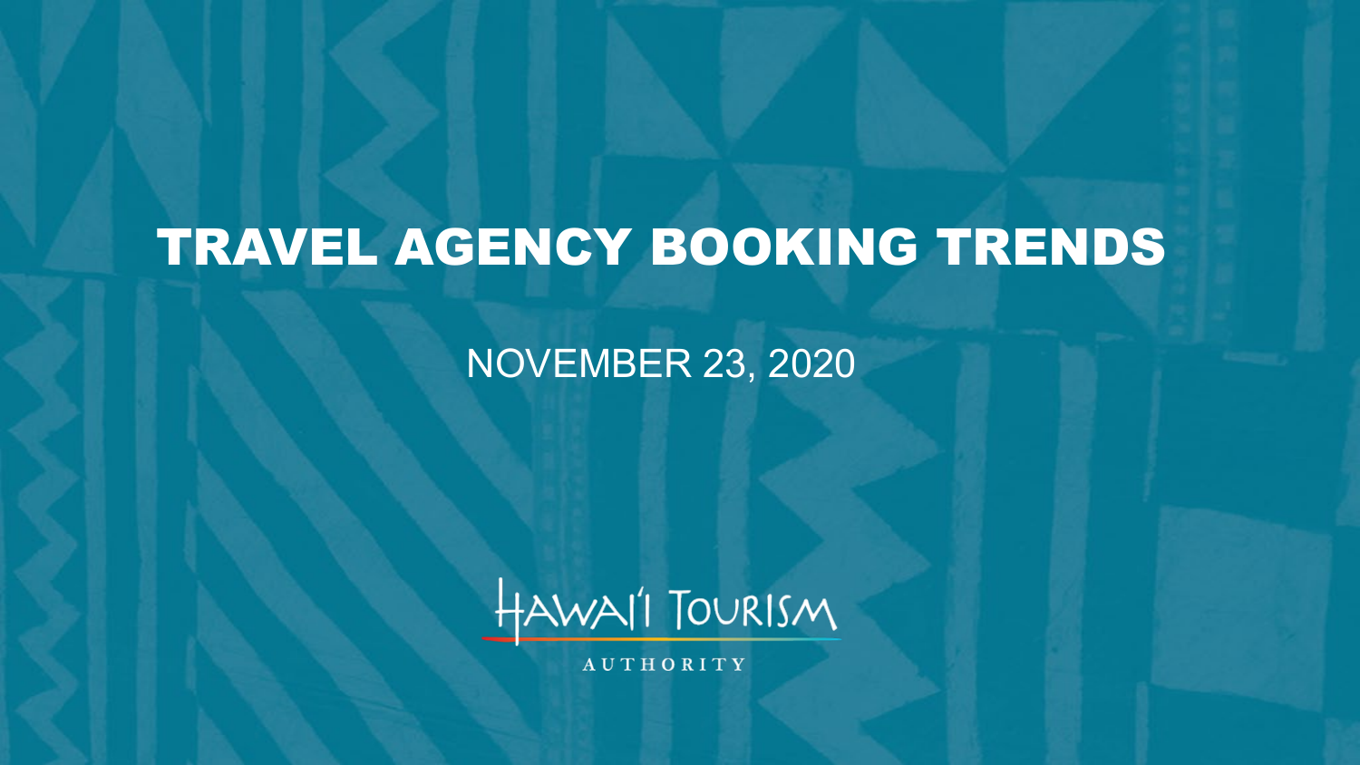# TRAVEL AGENCY BOOKING TRENDS

NOVEMBER 23, 2020

HAWAI'I TOURISM AUTHORITY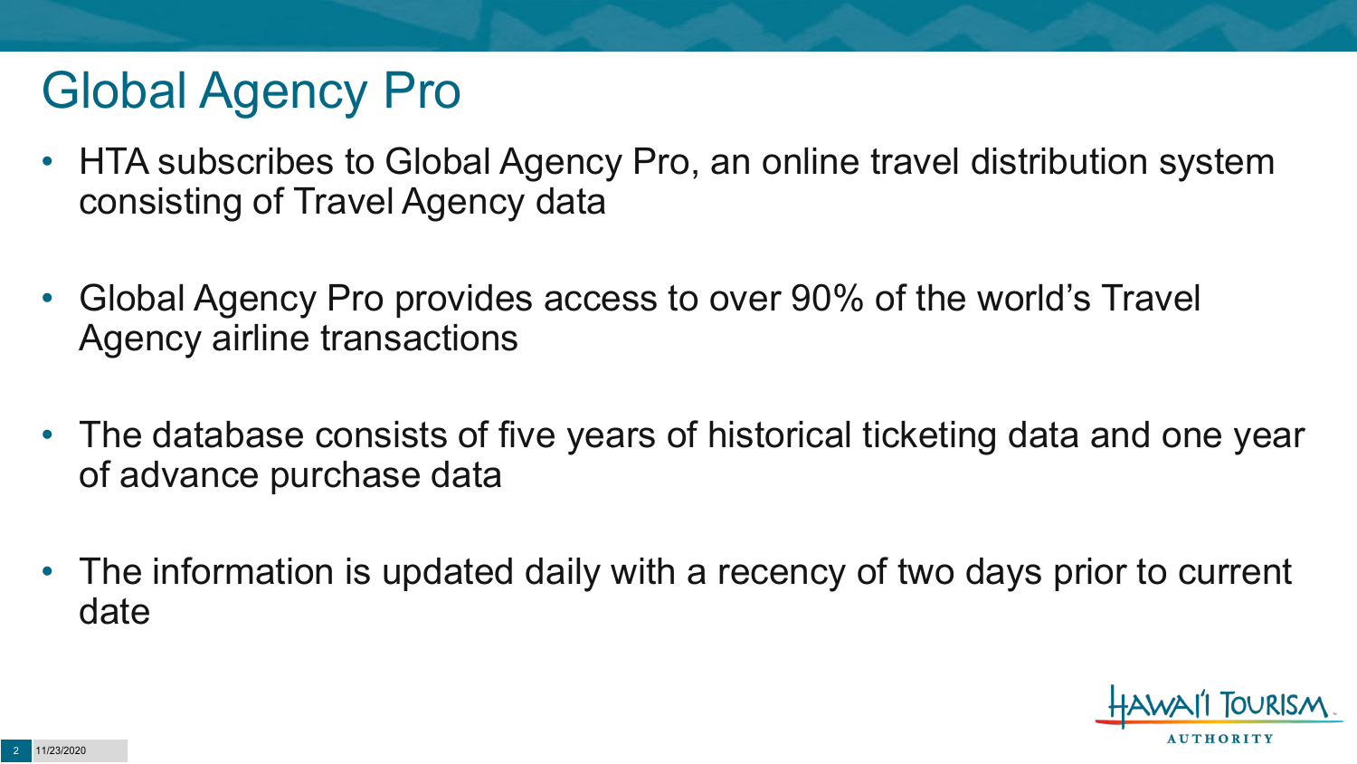# Global Agency Pro

- HTA subscribes to Global Agency Pro, an online travel distribution system consisting of Travel Agency data
- Global Agency Pro provides access to over 90% of the world's Travel Agency airline transactions
- The database consists of five years of historical ticketing data and one year of advance purchase data
- The information is updated daily with a recency of two days prior to current date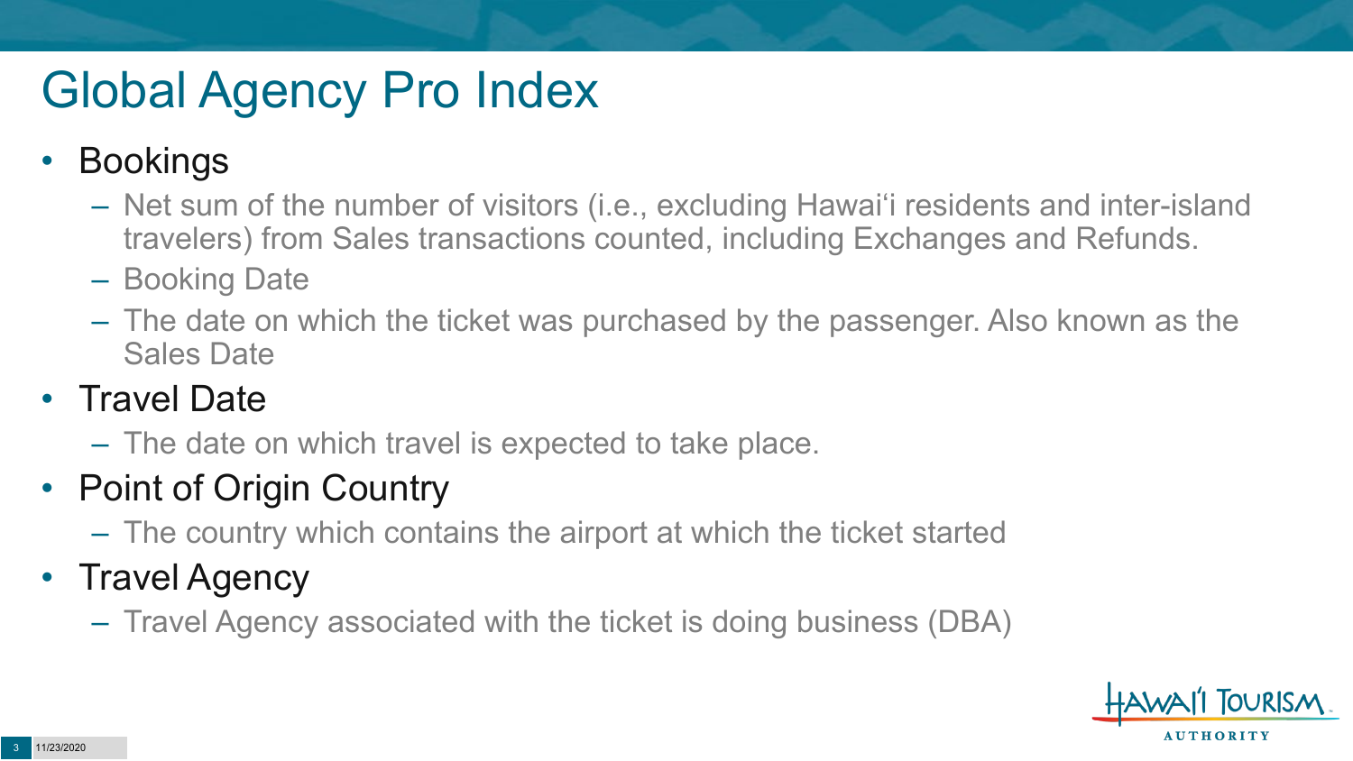# Global Agency Pro Index

- Bookings
  - Net sum of the number of visitors (i.e., excluding Hawai'i residents and inter-island travelers) from Sales transactions counted, including Exchanges and Refunds.
  - Booking Date
  - The date on which the ticket was purchased by the passenger. Also known as the Sales Date
- Travel Date
  - The date on which travel is expected to take place.
- Point of Origin Country
  - The country which contains the airport at which the ticket started
- Travel Agency
  - Travel Agency associated with the ticket is doing business (DBA)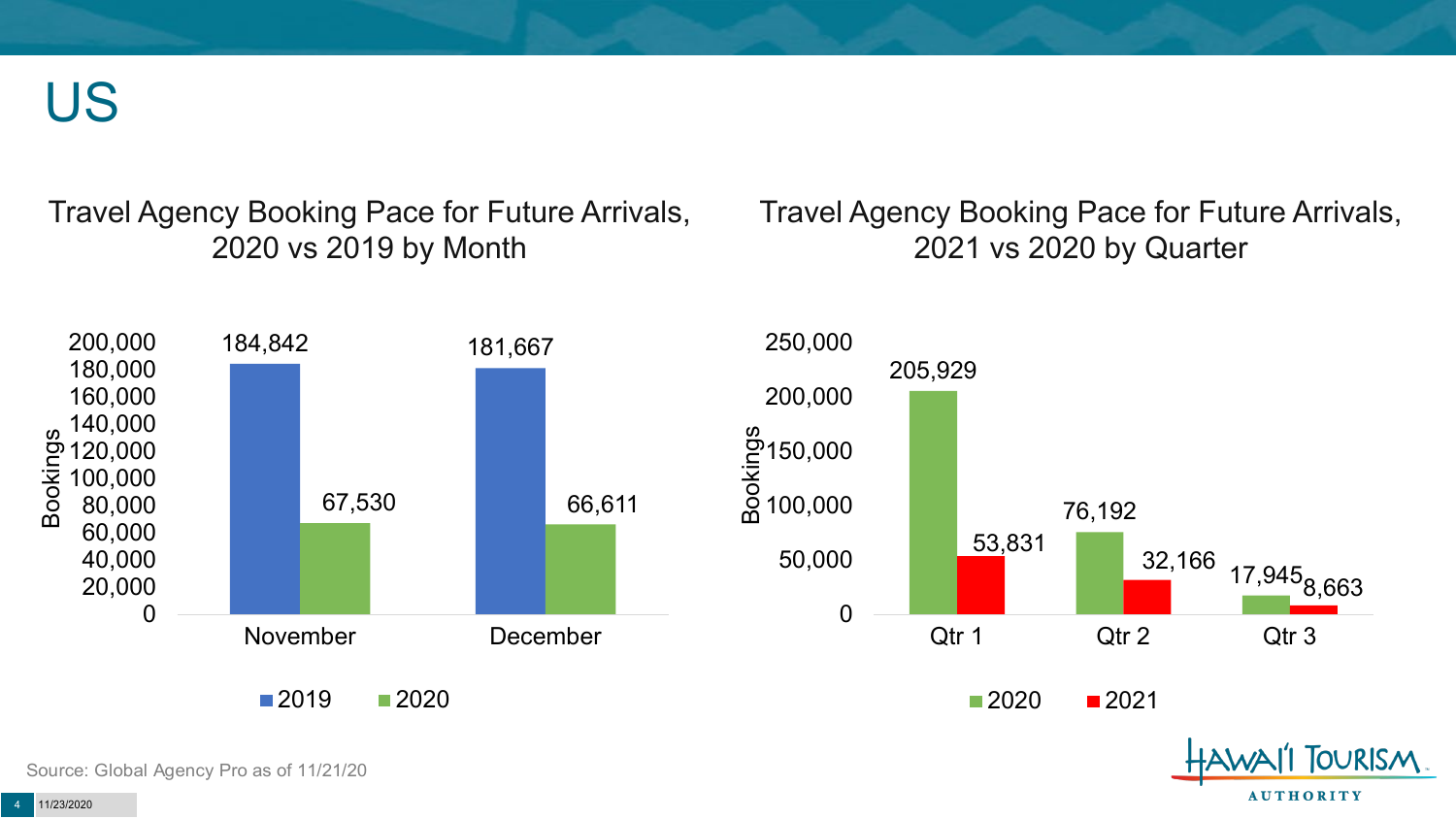# US

## Travel Agency Booking Pace for Future Arrivals, 2020 vs 2019 by Month

| Month | 2019 | 2020 |
|---|---|---|
| November | 184,842 | 67,530 |
| December | 181,667 | 66,611 |

## Travel Agency Booking Pace for Future Arrivals, 2021 vs 2020 by Quarter

| Quarter | 2020 | 2021 |
|---|---|---|
| Qtr 1 | 205,929 | 53,831 |
| Qtr 2 | 76,192 | 32,166 |
| Qtr 3 | 17,945 | 8,663 |

Source: Global Agency Pro as of 11/21/20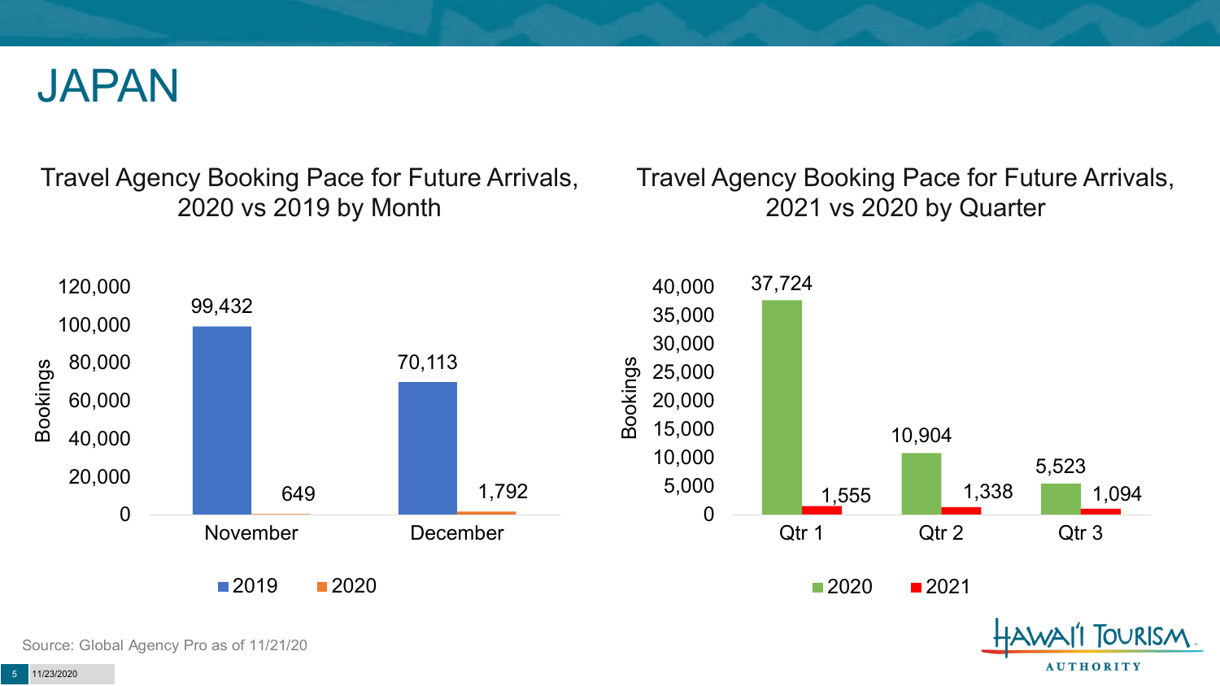# JAPAN

## Travel Agency Booking Pace for Future Arrivals, 2020 vs 2019 by Month

| Month | 2019 | 2020 |
|---|---|---|
| November | 99,432 | 649 |
| December | 70,113 | 1,792 |

## Travel Agency Booking Pace for Future Arrivals, 2021 vs 2020 by Quarter

| Quarter | 2020 | 2021 |
|---|---|---|
| Qtr 1 | 37,724 | 1,555 |
| Qtr 2 | 10,904 | 1,338 |
| Qtr 3 | 5,523 | 1,094 |

Source: Global Agency Pro as of 11/21/20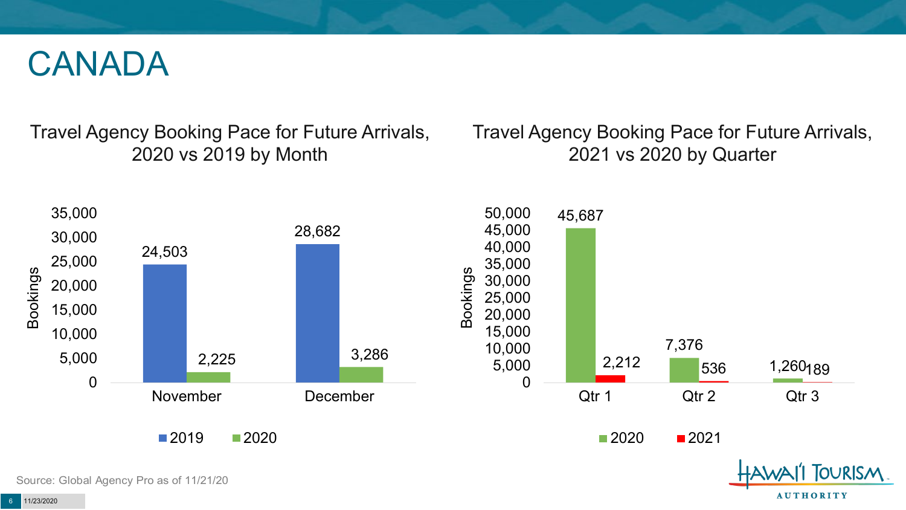# CANADA

## Travel Agency Booking Pace for Future Arrivals, 2020 vs 2019 by Month

| Month | 2019 | 2020 |
| --- | --- | --- |
| November | 24,503 | 2,225 |
| December | 28,682 | 3,286 |

## Travel Agency Booking Pace for Future Arrivals, 2021 vs 2020 by Quarter

| Quarter | 2020 | 2021 |
| --- | --- | --- |
| Qtr 1 | 45,687 | 2,212 |
| Qtr 2 | 7,376 | 536 |
| Qtr 3 | 1,260 | 189 |

Source: Global Agency Pro as of 11/21/20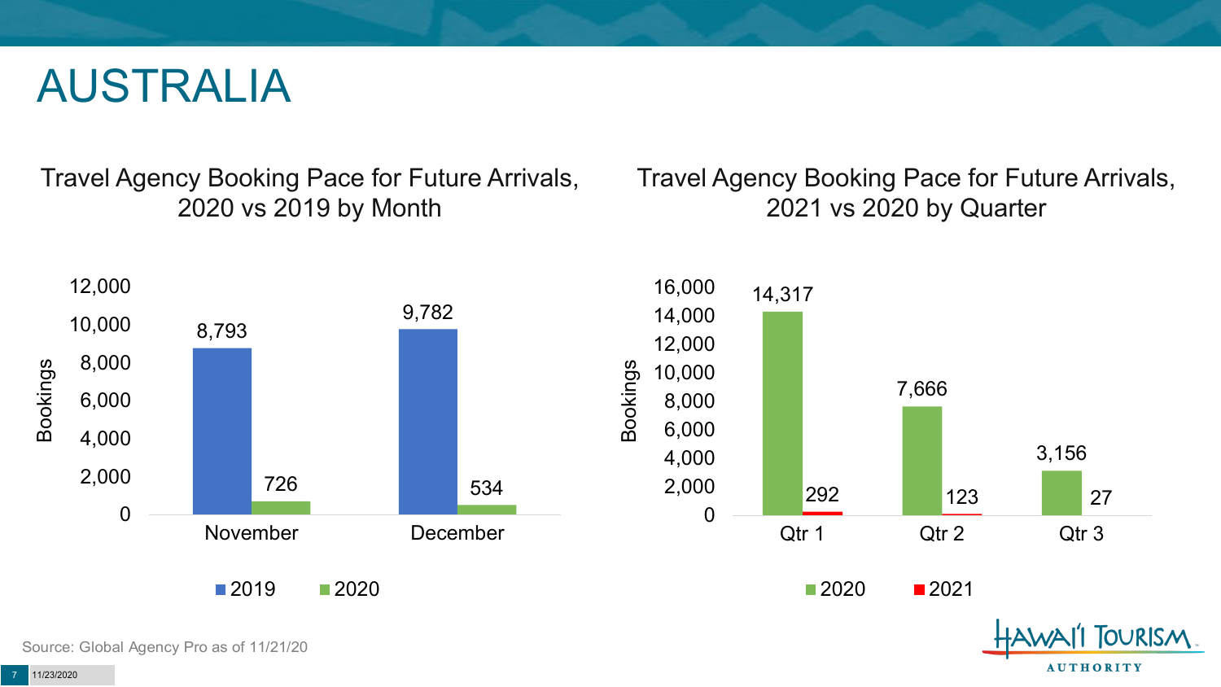# AUSTRALIA

## Travel Agency Booking Pace for Future Arrivals, 2020 vs 2019 by Month

| Month | 2019 | 2020 |
|---|---|---|
| November | 8,793 | 726 |
| December | 9,782 | 534 |

## Travel Agency Booking Pace for Future Arrivals, 2021 vs 2020 by Quarter

| Quarter | 2020 | 2021 |
|---|---|---|
| Qtr 1 | 14,317 | 292 |
| Qtr 2 | 7,666 | 123 |
| Qtr 3 | 3,156 | 27 |

Source: Global Agency Pro as of 11/21/20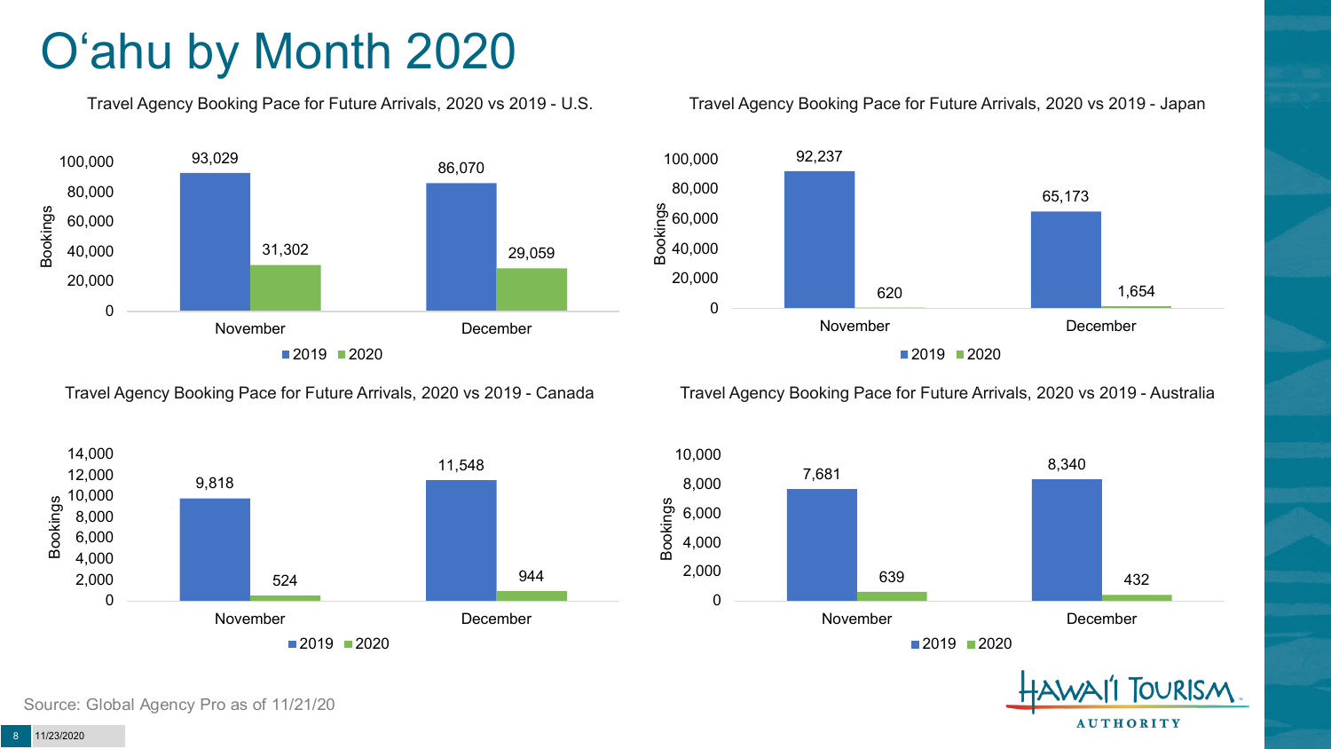# O'ahu by Month 2020

### Travel Agency Booking Pace for Future Arrivals, 2020 vs 2019 - U.S.

| Bookings | 2019 | 2020 |
|---|---|---|
| November | 93,029 | 31,302 |
| December | 86,070 | 29,059 |

### Travel Agency Booking Pace for Future Arrivals, 2020 vs 2019 - Japan

| Bookings | 2019 | 2020 |
|---|---|---|
| November | 92,237 | 620 |
| December | 65,173 | 1,654 |

### Travel Agency Booking Pace for Future Arrivals, 2020 vs 2019 - Canada

| Bookings | 2019 | 2020 |
|---|---|---|
| November | 9,818 | 524 |
| December | 11,548 | 944 |

### Travel Agency Booking Pace for Future Arrivals, 2020 vs 2019 - Australia

| Bookings | 2019 | 2020 |
|---|---|---|
| November | 7,681 | 639 |
| December | 8,340 | 432 |

Source: Global Agency Pro as of 11/21/20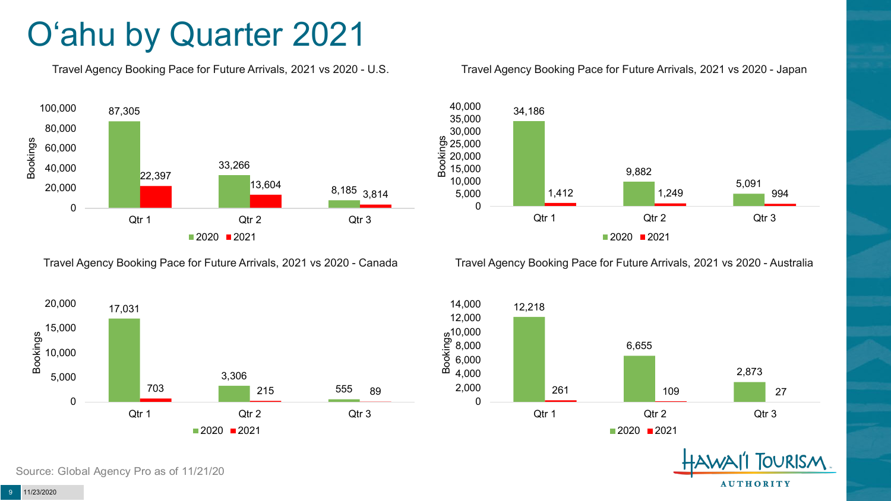# O'ahu by Quarter 2021

### Travel Agency Booking Pace for Future Arrivals, 2021 vs 2020 - U.S.

| | 2020 | 2021 |
|---|---|---|
| Qtr 1 | 87,305 | 22,397 |
| Qtr 2 | 33,266 | 13,604 |
| Qtr 3 | 8,185 | 3,814 |

### Travel Agency Booking Pace for Future Arrivals, 2021 vs 2020 - Japan

| | 2020 | 2021 |
|---|---|---|
| Qtr 1 | 34,186 | 1,412 |
| Qtr 2 | 9,882 | 1,249 |
| Qtr 3 | 5,091 | 994 |

### Travel Agency Booking Pace for Future Arrivals, 2021 vs 2020 - Canada

| | 2020 | 2021 |
|---|---|---|
| Qtr 1 | 17,031 | 703 |
| Qtr 2 | 3,306 | 215 |
| Qtr 3 | 555 | 89 |

### Travel Agency Booking Pace for Future Arrivals, 2021 vs 2020 - Australia

| | 2020 | 2021 |
|---|---|---|
| Qtr 1 | 12,218 | 261 |
| Qtr 2 | 6,655 | 109 |
| Qtr 3 | 2,873 | 27 |

Source: Global Agency Pro as of 11/21/20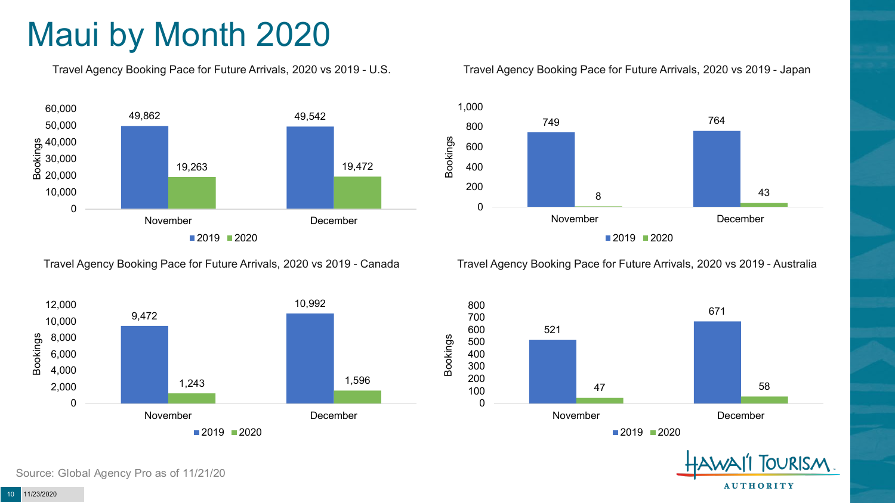# Maui by Month 2020

### Travel Agency Booking Pace for Future Arrivals, 2020 vs 2019 - U.S.

| Month | 2019 | 2020 |
|---|---|---|
| November | 49,862 | 19,263 |
| December | 49,542 | 19,472 |

### Travel Agency Booking Pace for Future Arrivals, 2020 vs 2019 - Japan

| Month | 2019 | 2020 |
|---|---|---|
| November | 749 | 8 |
| December | 764 | 43 |

### Travel Agency Booking Pace for Future Arrivals, 2020 vs 2019 - Canada

| Month | 2019 | 2020 |
|---|---|---|
| November | 9,472 | 1,243 |
| December | 10,992 | 1,596 |

### Travel Agency Booking Pace for Future Arrivals, 2020 vs 2019 - Australia

| Month | 2019 | 2020 |
|---|---|---|
| November | 521 | 47 |
| December | 671 | 58 |

Source: Global Agency Pro as of 11/21/20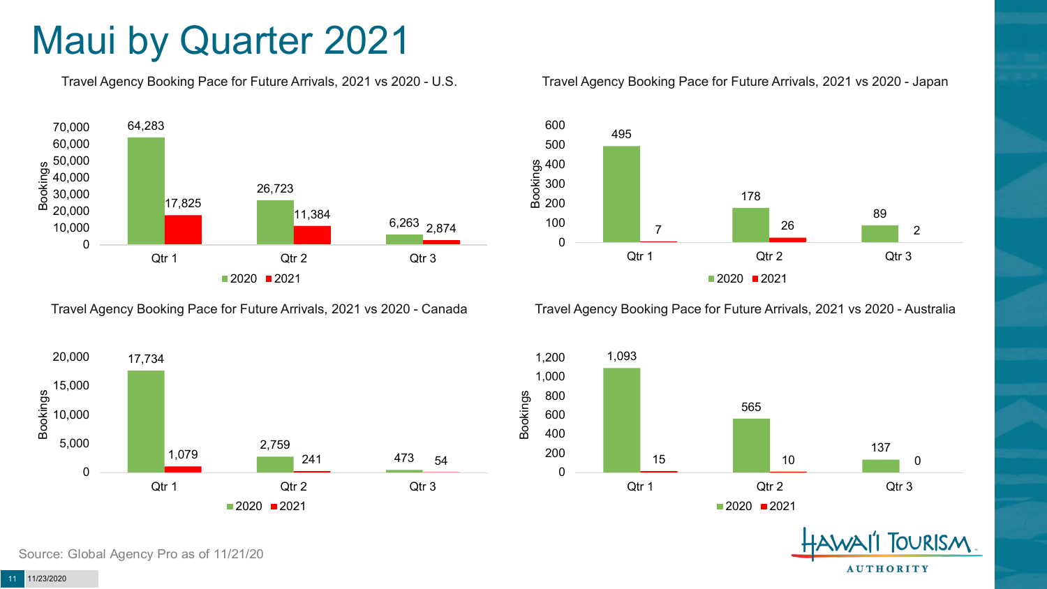# Maui by Quarter 2021

### Travel Agency Booking Pace for Future Arrivals, 2021 vs 2020 - U.S.

| Quarter | 2020 | 2021 |
|---|---|---|
| Qtr 1 | 64,283 | 17,825 |
| Qtr 2 | 26,723 | 11,384 |
| Qtr 3 | 6,263 | 2,874 |

### Travel Agency Booking Pace for Future Arrivals, 2021 vs 2020 - Japan

| Quarter | 2020 | 2021 |
|---|---|---|
| Qtr 1 | 495 | 7 |
| Qtr 2 | 178 | 26 |
| Qtr 3 | 89 | 2 |

### Travel Agency Booking Pace for Future Arrivals, 2021 vs 2020 - Canada

| Quarter | 2020 | 2021 |
|---|---|---|
| Qtr 1 | 17,734 | 1,079 |
| Qtr 2 | 2,759 | 241 |
| Qtr 3 | 473 | 54 |

### Travel Agency Booking Pace for Future Arrivals, 2021 vs 2020 - Australia

| Quarter | 2020 | 2021 |
|---|---|---|
| Qtr 1 | 1,093 | 15 |
| Qtr 2 | 565 | 10 |
| Qtr 3 | 137 | 0 |

Source: Global Agency Pro as of 11/21/20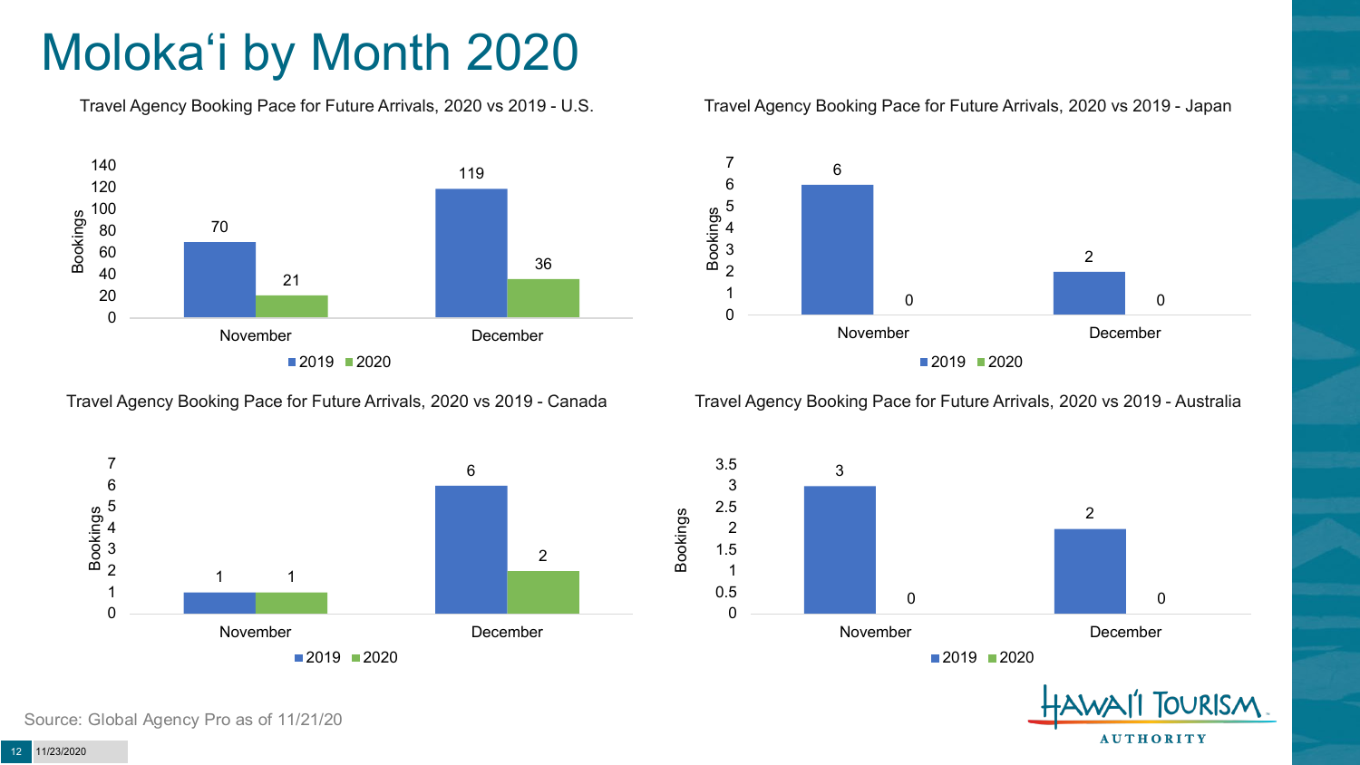# Molokaʻi by Month 2020

### Travel Agency Booking Pace for Future Arrivals, 2020 vs 2019 - U.S.

| Bookings | 2019 | 2020 |
|---|---|---|
| November | 70 | 21 |
| December | 119 | 36 |

### Travel Agency Booking Pace for Future Arrivals, 2020 vs 2019 - Japan

| Bookings | 2019 | 2020 |
|---|---|---|
| November | 6 | 0 |
| December | 2 | 0 |

### Travel Agency Booking Pace for Future Arrivals, 2020 vs 2019 - Canada

| Bookings | 2019 | 2020 |
|---|---|---|
| November | 1 | 1 |
| December | 6 | 2 |

### Travel Agency Booking Pace for Future Arrivals, 2020 vs 2019 - Australia

| Bookings | 2019 | 2020 |
|---|---|---|
| November | 3 | 0 |
| December | 2 | 0 |

Source: Global Agency Pro as of 11/21/20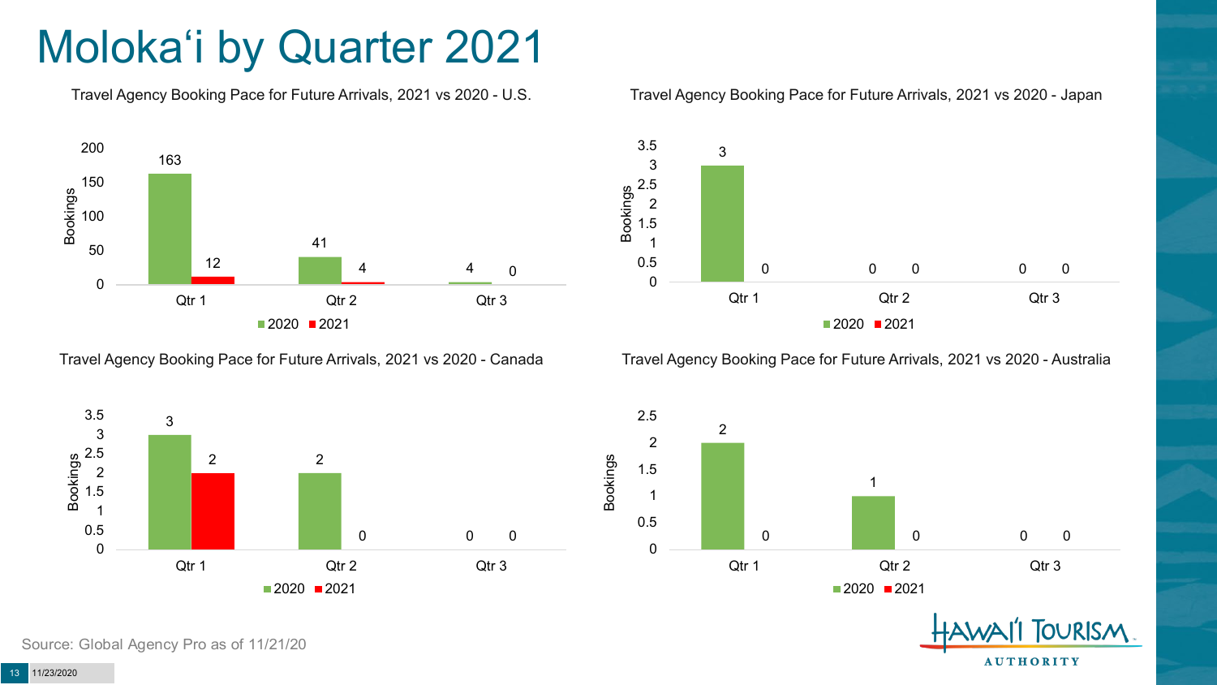# Molokaʻi by Quarter 2021

### Travel Agency Booking Pace for Future Arrivals, 2021 vs 2020 - U.S.

| Bookings | 2020 | 2021 |
|---|---|---|
| Qtr 1 | 163 | 12 |
| Qtr 2 | 41 | 4 |
| Qtr 3 | 4 | 0 |

### Travel Agency Booking Pace for Future Arrivals, 2021 vs 2020 - Japan

| Bookings | 2020 | 2021 |
|---|---|---|
| Qtr 1 | 3 | 0 |
| Qtr 2 | 0 | 0 |
| Qtr 3 | 0 | 0 |

### Travel Agency Booking Pace for Future Arrivals, 2021 vs 2020 - Canada

| Bookings | 2020 | 2021 |
|---|---|---|
| Qtr 1 | 3 | 2 |
| Qtr 2 | 2 | 0 |
| Qtr 3 | 0 | 0 |

### Travel Agency Booking Pace for Future Arrivals, 2021 vs 2020 - Australia

| Bookings | 2020 | 2021 |
|---|---|---|
| Qtr 1 | 2 | 0 |
| Qtr 2 | 1 | 0 |
| Qtr 3 | 0 | 0 |

Source: Global Agency Pro as of 11/21/20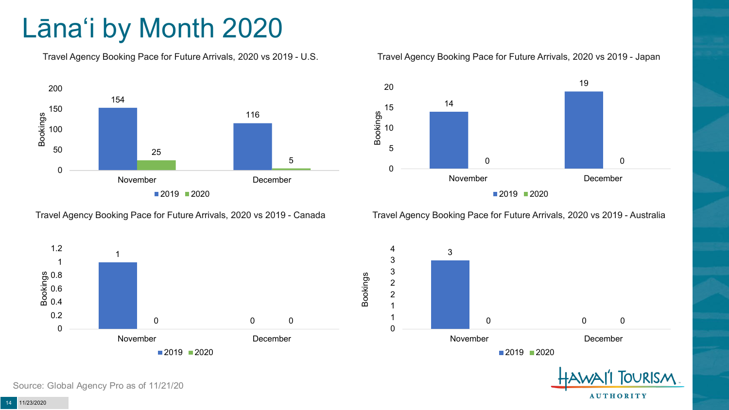# Lānaʻi by Month 2020

### Travel Agency Booking Pace for Future Arrivals, 2020 vs 2019 - U.S.

| Bookings | 2019 | 2020 |
|---|---|---|
| November | 154 | 25 |
| December | 116 | 5 |

### Travel Agency Booking Pace for Future Arrivals, 2020 vs 2019 - Japan

| Bookings | 2019 | 2020 |
|---|---|---|
| November | 14 | 0 |
| December | 19 | 0 |

### Travel Agency Booking Pace for Future Arrivals, 2020 vs 2019 - Canada

| Bookings | 2019 | 2020 |
|---|---|---|
| November | 1 | 0 |
| December | 0 | 0 |

### Travel Agency Booking Pace for Future Arrivals, 2020 vs 2019 - Australia

| Bookings | 2019 | 2020 |
|---|---|---|
| November | 3 | 0 |
| December | 0 | 0 |

Source: Global Agency Pro as of 11/21/20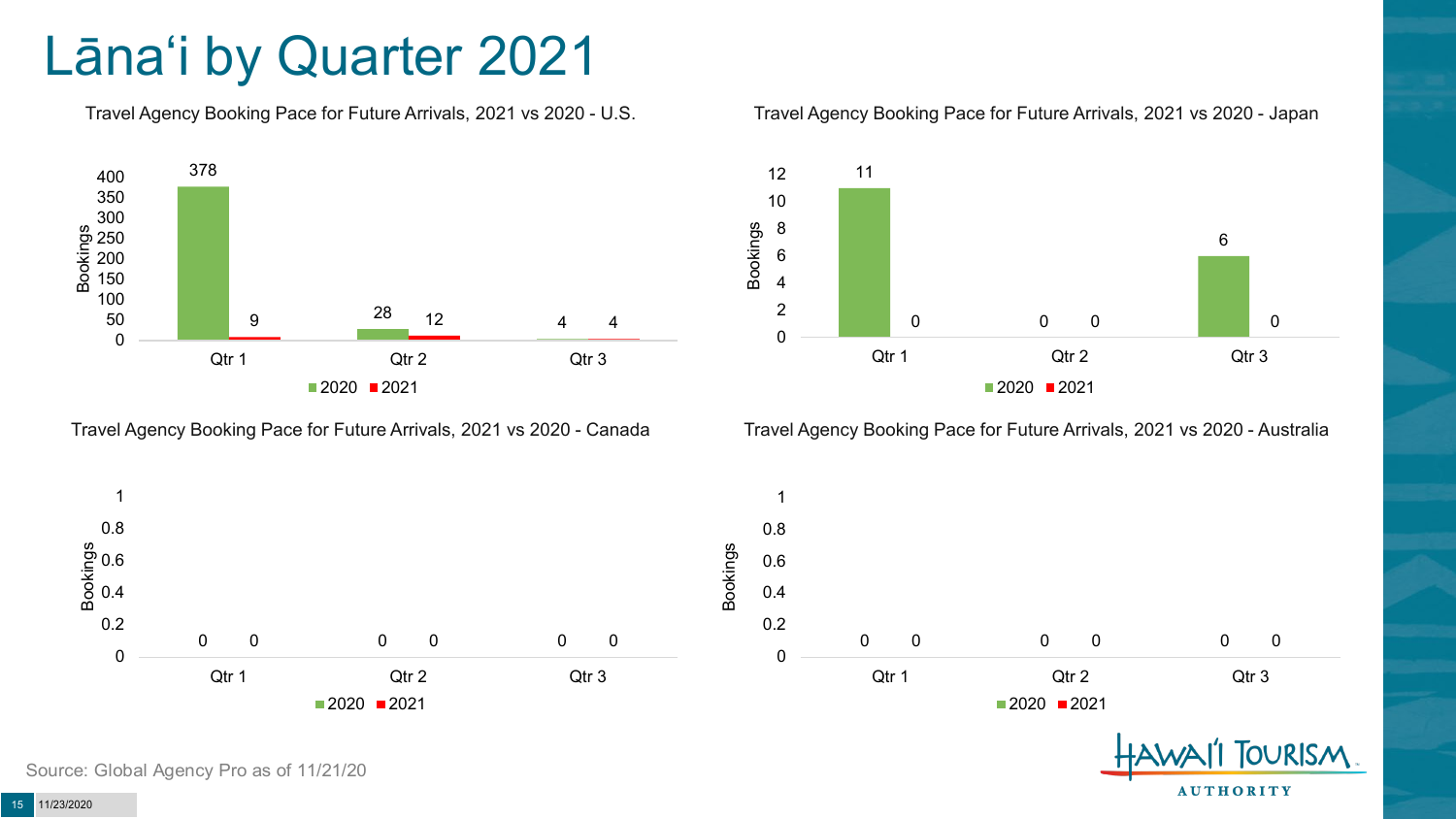# Lānaʻi by Quarter 2021

Travel Agency Booking Pace for Future Arrivals, 2021 vs 2020 - U.S.

| | 2020 | 2021 |
|---|---|---|
| Qtr 1 | 378 | 9 |
| Qtr 2 | 28 | 12 |
| Qtr 3 | 4 | 4 |

Travel Agency Booking Pace for Future Arrivals, 2021 vs 2020 - Japan

| | 2020 | 2021 |
|---|---|---|
| Qtr 1 | 11 | 0 |
| Qtr 2 | 0 | 0 |
| Qtr 3 | 6 | 0 |

Travel Agency Booking Pace for Future Arrivals, 2021 vs 2020 - Canada

| | 2020 | 2021 |
|---|---|---|
| Qtr 1 | 0 | 0 |
| Qtr 2 | 0 | 0 |
| Qtr 3 | 0 | 0 |

Travel Agency Booking Pace for Future Arrivals, 2021 vs 2020 - Australia

| | 2020 | 2021 |
|---|---|---|
| Qtr 1 | 0 | 0 |
| Qtr 2 | 0 | 0 |
| Qtr 3 | 0 | 0 |

Source: Global Agency Pro as of 11/21/20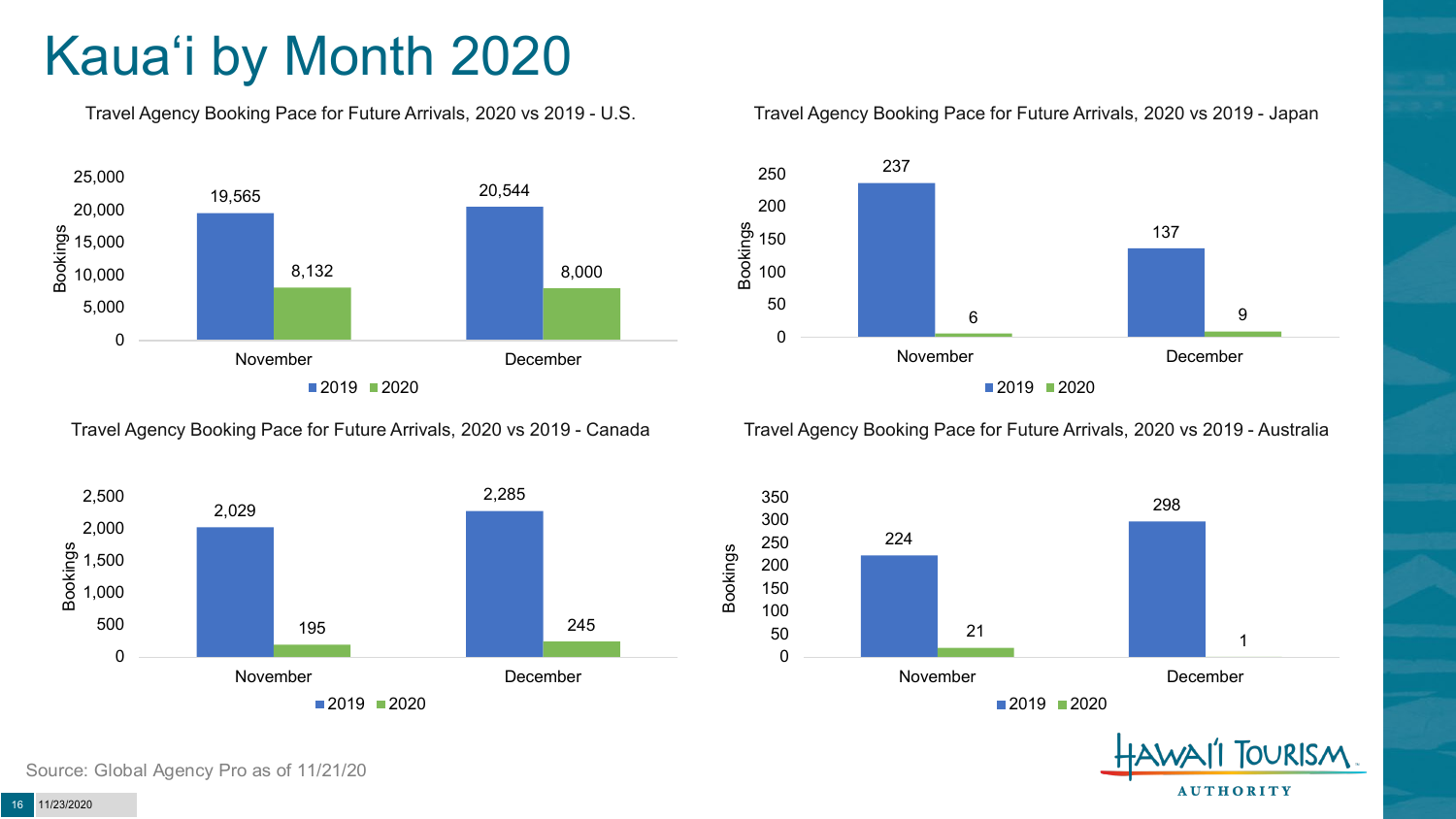# Kauaʻi by Month 2020

### Travel Agency Booking Pace for Future Arrivals, 2020 vs 2019 - U.S.

| Month | 2019 | 2020 |
|---|---|---|
| November | 19,565 | 8,132 |
| December | 20,544 | 8,000 |

### Travel Agency Booking Pace for Future Arrivals, 2020 vs 2019 - Japan

| Month | 2019 | 2020 |
|---|---|---|
| November | 237 | 6 |
| December | 137 | 9 |

### Travel Agency Booking Pace for Future Arrivals, 2020 vs 2019 - Canada

| Month | 2019 | 2020 |
|---|---|---|
| November | 2,029 | 195 |
| December | 2,285 | 245 |

### Travel Agency Booking Pace for Future Arrivals, 2020 vs 2019 - Australia

| Month | 2019 | 2020 |
|---|---|---|
| November | 224 | 21 |
| December | 298 | 1 |

Source: Global Agency Pro as of 11/21/20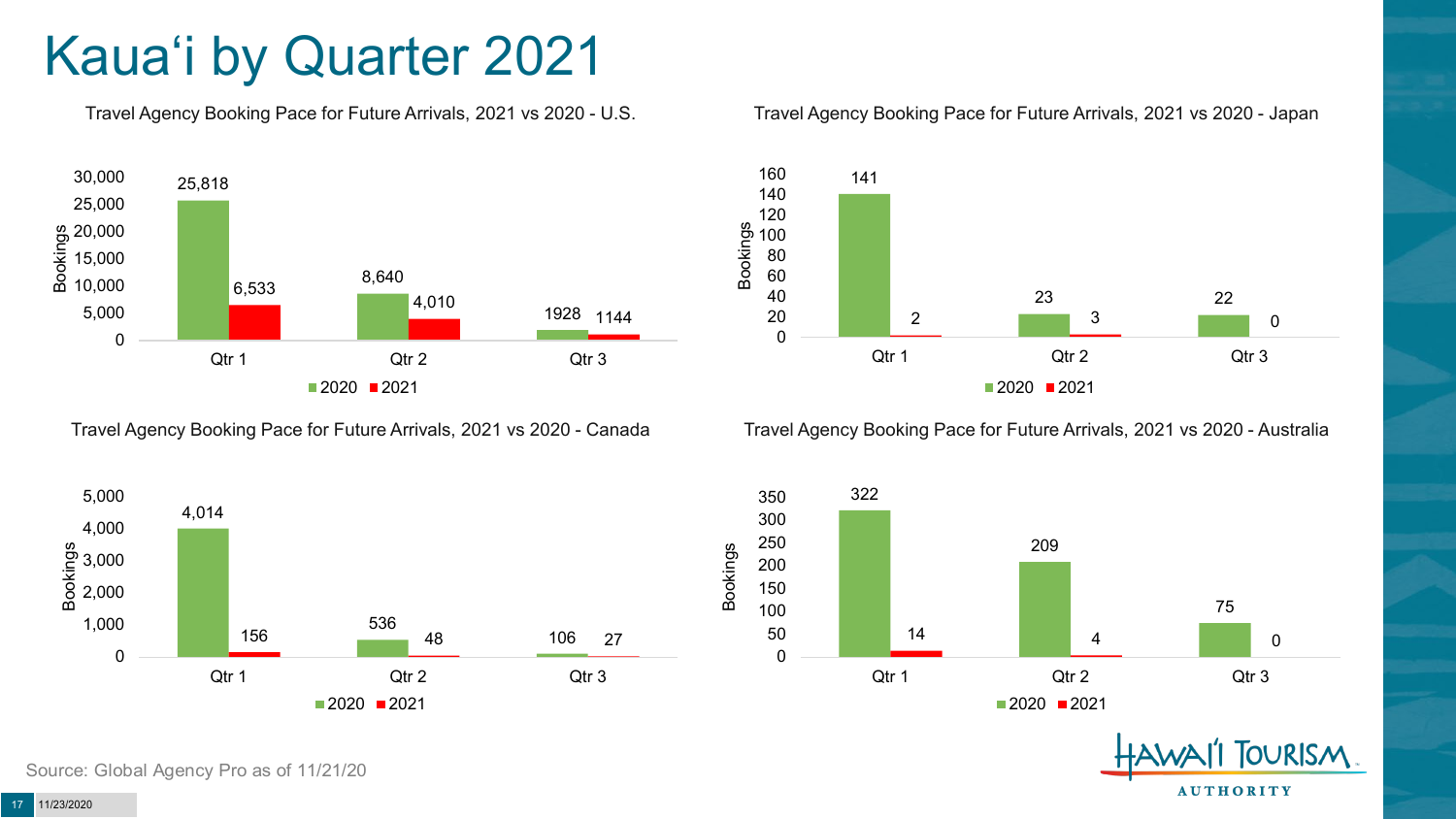# Kaua'i by Quarter 2021

**Travel Agency Booking Pace for Future Arrivals, 2021 vs 2020 - U.S.**

| Quarter | 2020 | 2021 |
|---|---|---|
| Qtr 1 | 25,818 | 6,533 |
| Qtr 2 | 8,640 | 4,010 |
| Qtr 3 | 1928 | 1144 |

**Travel Agency Booking Pace for Future Arrivals, 2021 vs 2020 - Japan**

| Quarter | 2020 | 2021 |
|---|---|---|
| Qtr 1 | 141 | 2 |
| Qtr 2 | 23 | 3 |
| Qtr 3 | 22 | 0 |

**Travel Agency Booking Pace for Future Arrivals, 2021 vs 2020 - Canada**

| Quarter | 2020 | 2021 |
|---|---|---|
| Qtr 1 | 4,014 | 156 |
| Qtr 2 | 536 | 48 |
| Qtr 3 | 106 | 27 |

**Travel Agency Booking Pace for Future Arrivals, 2021 vs 2020 - Australia**

| Quarter | 2020 | 2021 |
|---|---|---|
| Qtr 1 | 322 | 14 |
| Qtr 2 | 209 | 4 |
| Qtr 3 | 75 | 0 |

Source: Global Agency Pro as of 11/21/20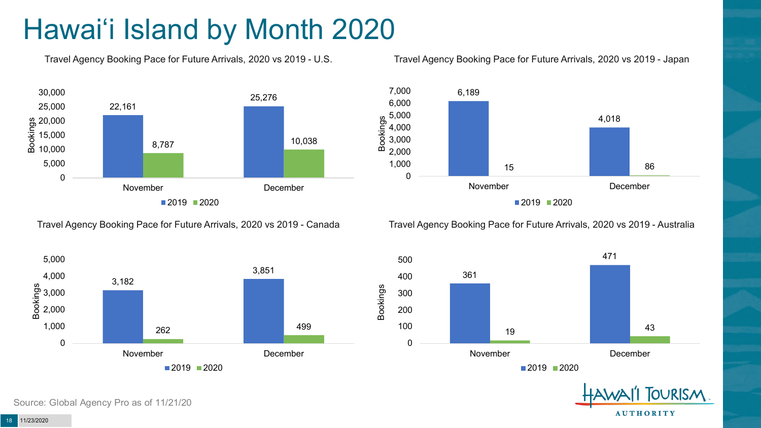# Hawai'i Island by Month 2020

**Travel Agency Booking Pace for Future Arrivals, 2020 vs 2019 - U.S.**

| Bookings | 2019 | 2020 |
|---|---|---|
| November | 22,161 | 8,787 |
| December | 25,276 | 10,038 |

**Travel Agency Booking Pace for Future Arrivals, 2020 vs 2019 - Japan**

| Bookings | 2019 | 2020 |
|---|---|---|
| November | 6,189 | 15 |
| December | 4,018 | 86 |

**Travel Agency Booking Pace for Future Arrivals, 2020 vs 2019 - Canada**

| Bookings | 2019 | 2020 |
|---|---|---|
| November | 3,182 | 262 |
| December | 3,851 | 499 |

**Travel Agency Booking Pace for Future Arrivals, 2020 vs 2019 - Australia**

| Bookings | 2019 | 2020 |
|---|---|---|
| November | 361 | 19 |
| December | 471 | 43 |

Source: Global Agency Pro as of 11/21/20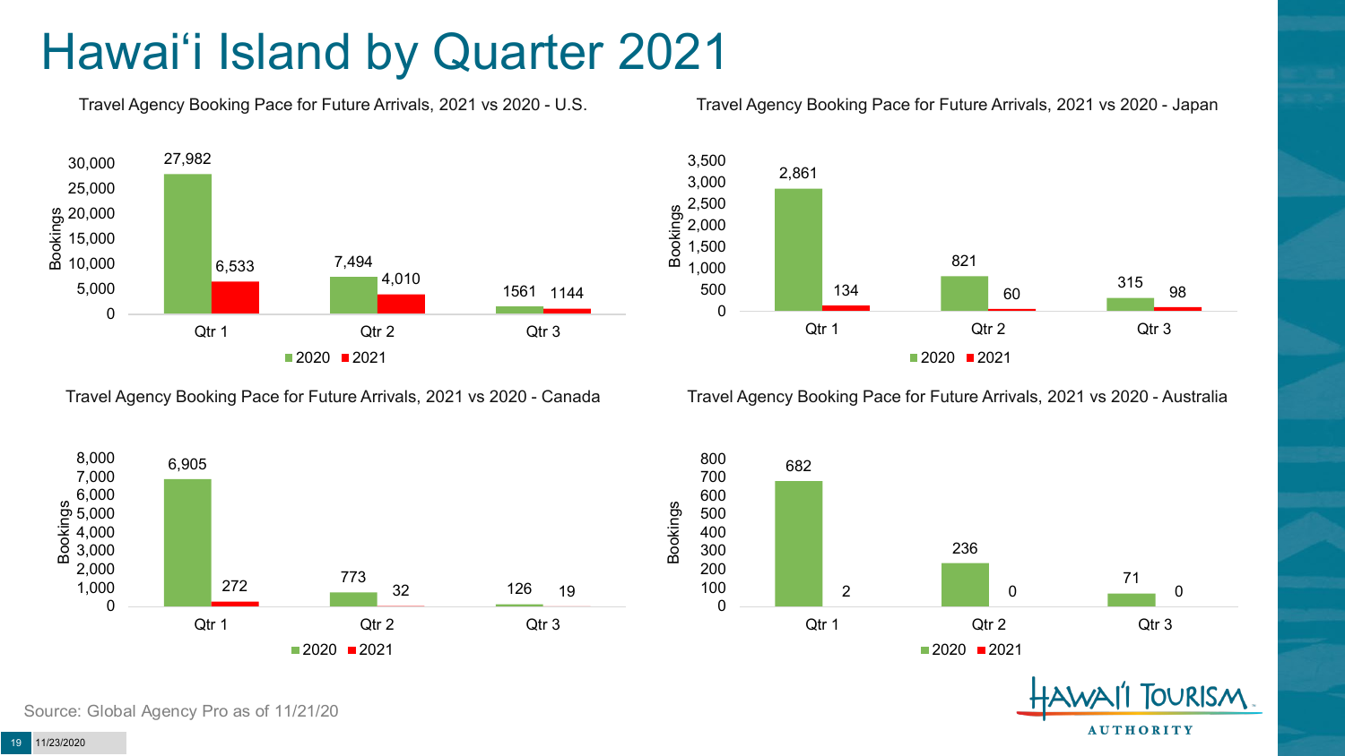# Hawai'i Island by Quarter 2021

Travel Agency Booking Pace for Future Arrivals, 2021 vs 2020 - U.S.

Bookings

30,000
25,000
20,000
15,000
10,000
5,000
0

27,982
6,533
7,494
4,010
1561
1144

Qtr 1
Qtr 2
Qtr 3

2020
2021

Travel Agency Booking Pace for Future Arrivals, 2021 vs 2020 - Japan

Bookings

3,500
3,000
2,500
2,000
1,500
1,000
500
0

2,861
134
821
60
315
98

Qtr 1
Qtr 2
Qtr 3

2020
2021

Travel Agency Booking Pace for Future Arrivals, 2021 vs 2020 - Canada

Bookings

8,000
7,000
6,000
5,000
4,000
3,000
2,000
1,000
0

6,905
272
773
32
126
19

Qtr 1
Qtr 2
Qtr 3

2020
2021

Travel Agency Booking Pace for Future Arrivals, 2021 vs 2020 - Australia

Bookings

800
700
600
500
400
300
200
100
0

682
2
236
0
71
0

Qtr 1
Qtr 2
Qtr 3

2020
2021

Source: Global Agency Pro as of 11/21/20

HAWAI'I TOURISM AUTHORITY